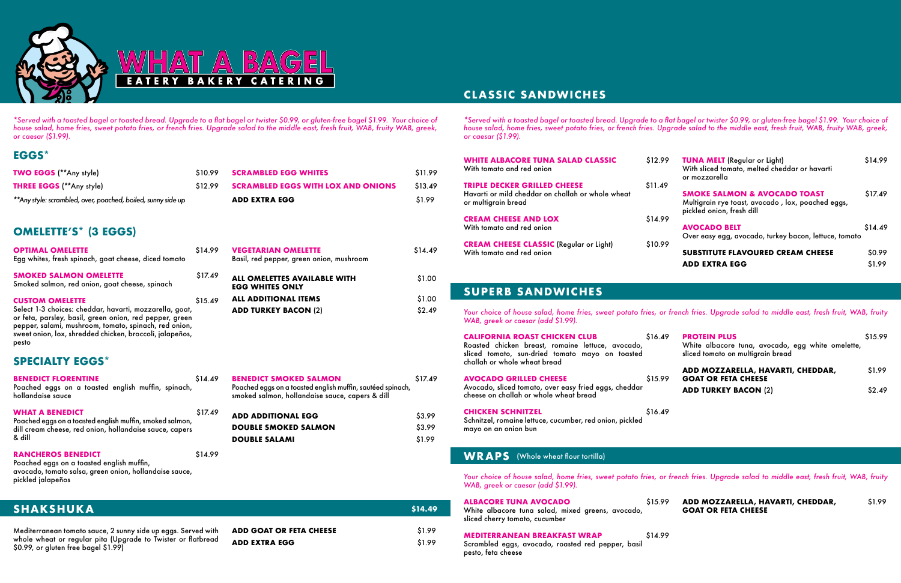# WHAT A BAGEL

EATERY BAKERY CATERING

*\*Served with a toasted bagel or toasted bread. Upgrade to a flat bagel or twister $0.99, or gluten-free bagel $1.99. Your choice of house salad, home fries, sweet potato fries, or french fries. Upgrade salad to the middle east, fresh fruit, WAB, fruity WAB, greek, or caesar ($1.99).*

## EGGS*

**TWO EGGS** (**Any style) $10.99

**THREE EGGS** (**Any style) $12.99

*\*\*Any style: scrambled, over, poached, boiled, sunny side up*

**SCRAMBLED EGG WHITES** $11.99

**SCRAMBLED EGGS WITH LOX AND ONIONS** $13.49

**ADD EXTRA EGG** $1.99

## OMELETTE'S* (3 EGGS)

**OPTIMAL OMELETTE** $14.99
Egg whites, fresh spinach, goat cheese, diced tomato

**SMOKED SALMON OMELETTE** $17.49
Smoked salmon, red onion, goat cheese, spinach

**CUSTOM OMELETTE** $15.49
Select 1-3 choices: cheddar, havarti, mozzarella, goat, or feta, parsley, basil, green onion, red pepper, green pepper, salami, mushroom, tomato, spinach, red onion, sweet onion, lox, shredded chicken, broccoli, jalapeños, pesto

**VEGETARIAN OMELETTE** $14.49
Basil, red pepper, green onion, mushroom

**ALL OMELETTES AVAILABLE WITH EGG WHITES ONLY** $1.00

**ALL ADDITIONAL ITEMS** $1.00

**ADD TURKEY BACON** (2) $2.49

## SPECIALTY EGGS*

**BENEDICT FLORENTINE** $14.49
Poached eggs on a toasted english muffin, spinach, hollandaise sauce

**WHAT A BENEDICT** $17.49
Poached eggs on a toasted english muffin, smoked salmon, dill cream cheese, red onion, hollandaise sauce, capers & dill

**RANCHEROS BENEDICT** $14.99
Poached eggs on a toasted english muffin, avocado, tomato salsa, green onion, hollandaise sauce, pickled jalapeños

**BENEDICT SMOKED SALMON** $17.49
Poached eggs on a toasted english muffin, sautéed spinach, smoked salmon, hollandaise sauce, capers & dill

**ADD ADDITIONAL EGG** $3.99

**DOUBLE SMOKED SALMON** $3.99

**DOUBLE SALAMI** $1.99

## SHAKSHUKA $14.49

Mediterranean tomato sauce, 2 sunny side up eggs. Served with whole wheat or regular pita (Upgrade to Twister or flatbread $0.99, or gluten free bagel $1.99)

**ADD GOAT OR FETA CHEESE** $1.99

**ADD EXTRA EGG** $1.99

## CLASSIC SANDWICHES

*\*Served with a toasted bagel or toasted bread. Upgrade to a flat bagel or twister $0.99, or gluten-free bagel $1.99. Your choice of house salad, home fries, sweet potato fries, or french fries. Upgrade salad to the middle east, fresh fruit, WAB, fruity WAB, greek, or caesar ($1.99).*

**WHITE ALBACORE TUNA SALAD CLASSIC** $12.99
With tomato and red onion

**TRIPLE DECKER GRILLED CHEESE** $11.49
Havarti or mild cheddar on challah or whole wheat or multigrain bread

**CREAM CHEESE AND LOX** $14.99
With tomato and red onion

**CREAM CHEESE CLASSIC** (Regular or Light) $10.99
With tomato and red onion

**TUNA MELT** (Regular or Light) $14.99
With sliced tomato, melted cheddar or havarti or mozzarella

**SMOKE SALMON & AVOCADO TOAST** $17.49
Multigrain rye toast, avocado , lox, poached eggs, pickled onion, fresh dill

**AVOCADO BELT** $14.49
Over easy egg, avocado, turkey bacon, lettuce, tomato

**SUBSTITUTE FLAVOURED CREAM CHEESE** $0.99

**ADD EXTRA EGG** $1.99

## SUPERB SANDWICHES

*Your choice of house salad, home fries, sweet potato fries, or french fries. Upgrade salad to middle east, fresh fruit, WAB, fruity WAB, greek or caesar (add $1.99).*

**CALIFORNIA ROAST CHICKEN CLUB** $16.49
Roasted chicken breast, romaine lettuce, avocado, sliced tomato, sun-dried tomato mayo on toasted challah or whole wheat bread

**AVOCADO GRILLED CHEESE** $15.99
Avocado, sliced tomato, over easy fried eggs, cheddar cheese on challah or whole wheat bread

**CHICKEN SCHNITZEL** $16.49
Schnitzel, romaine lettuce, cucumber, red onion, pickled mayo on an onion bun

**PROTEIN PLUS** $15.99
White albacore tuna, avocado, egg white omelette, sliced tomato on multigrain bread

**ADD MOZZARELLA, HAVARTI, CHEDDAR, GOAT OR FETA CHEESE** $1.99

**ADD TURKEY BACON** (2) $2.49

## WRAPS (Whole wheat flour tortilla)

*Your choice of house salad, home fries, sweet potato fries, or french fries. Upgrade salad to middle east, fresh fruit, WAB, fruity WAB, greek or caesar (add $1.99).*

**ALBACORE TUNA AVOCADO** $15.99
White albacore tuna salad, mixed greens, avocado, sliced cherry tomato, cucumber

**MEDITERRANEAN BREAKFAST WRAP** $14.99
Scrambled eggs, avocado, roasted red pepper, basil pesto, feta cheese

**ADD MOZZARELLA, HAVARTI, CHEDDAR, GOAT OR FETA CHEESE** $1.99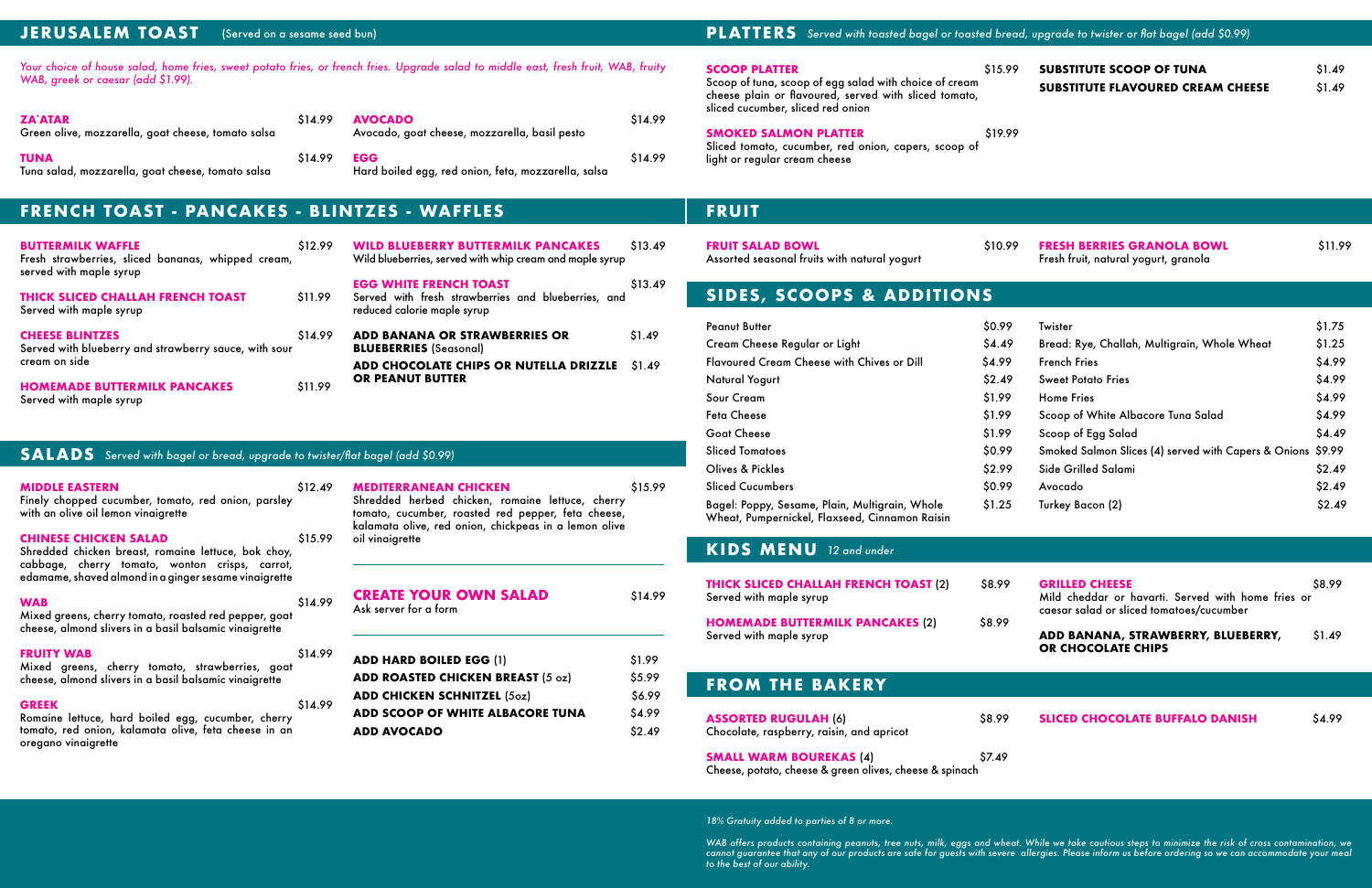## JERUSALEM TOAST

(Served on a sesame seed bun)

*Your choice of house salad, home fries, sweet potato fries, or french fries. Upgrade salad to middle east, fresh fruit, WAB, fruity WAB, greek or caesar (add $1.99).*

**ZA`ATAR** $14.99
Green olive, mozzarella, goat cheese, tomato salsa

**TUNA** $14.99
Tuna salad, mozzarella, goat cheese, tomato salsa

**AVOCADO** $14.99
Avocado, goat cheese, mozzarella, basil pesto

**EGG** $14.99
Hard boiled egg, red onion, feta, mozzarella, salsa

## FRENCH TOAST - PANCAKES - BLINTZES - WAFFLES

**BUTTERMILK WAFFLE** $12.99
Fresh strawberries, sliced bananas, whipped cream, served with maple syrup

**THICK SLICED CHALLAH FRENCH TOAST** $11.99
Served with maple syrup

**CHEESE BLINTZES** $14.99
Served with blueberry and strawberry sauce, with sour cream on side

**HOMEMADE BUTTERMILK PANCAKES** $11.99
Served with maple syrup

**WILD BLUEBERRY BUTTERMILK PANCAKES** $13.49
Wild blueberries, served with whip cream and maple syrup

**EGG WHITE FRENCH TOAST** $13.49
Served with fresh strawberries and blueberries, and reduced calorie maple syrup

**ADD BANANA OR STRAWBERRIES OR BLUEBERRIES** (Seasonal) $1.49

**ADD CHOCOLATE CHIPS OR NUTELLA DRIZZLE OR PEANUT BUTTER** $1.49

## SALADS

*Served with bagel or bread, upgrade to twister/flat bagel (add $0.99)*

**MIDDLE EASTERN** $12.49
Finely chopped cucumber, tomato, red onion, parsley with an olive oil lemon vinaigrette

**CHINESE CHICKEN SALAD** $15.99
Shredded chicken breast, romaine lettuce, bok choy, cabbage, cherry tomato, wonton crisps, carrot, edamame, shaved almond in a ginger sesame vinaigrette

**WAB** $14.99
Mixed greens, cherry tomato, roasted red pepper, goat cheese, almond slivers in a basil balsamic vinaigrette

**FRUITY WAB** $14.99
Mixed greens, cherry tomato, strawberries, goat cheese, almond slivers in a basil balsamic vinaigrette

**GREEK** $14.99
Romaine lettuce, hard boiled egg, cucumber, cherry tomato, red onion, kalamata olive, feta cheese in an oregano vinaigrette

**MEDITERRANEAN CHICKEN** $15.99
Shredded herbed chicken, romaine lettuce, cherry tomato, cucumber, roasted red pepper, feta cheese, kalamata olive, red onion, chickpeas in a lemon olive oil vinaigrette

**CREATE YOUR OWN SALAD** $14.99
Ask server for a form

| | |
|---|---|
| **ADD HARD BOILED EGG** (1) | $1.99 |
| **ADD ROASTED CHICKEN BREAST** (5 oz) | $5.99 |
| **ADD CHICKEN SCHNITZEL** (5oz) | $6.99 |
| **ADD SCOOP OF WHITE ALBACORE TUNA** | $4.99 |
| **ADD AVOCADO** | $2.49 |

## PLATTERS

*Served with toasted bagel or toasted bread, upgrade to twister or flat bagel (add $0.99)*

**SCOOP PLATTER** $15.99
Scoop of tuna, scoop of egg salad with choice of cream cheese plain or flavoured, served with sliced tomato, sliced cucumber, sliced red onion

**SMOKED SALMON PLATTER** $19.99
Sliced tomato, cucumber, red onion, capers, scoop of light or regular cream cheese

**SUBSTITUTE SCOOP OF TUNA** $1.49

**SUBSTITUTE FLAVOURED CREAM CHEESE** $1.49

## FRUIT

**FRUIT SALAD BOWL** $10.99
Assorted seasonal fruits with natural yogurt

**FRESH BERRIES GRANOLA BOWL** $11.99
Fresh fruit, natural yogurt, granola

## SIDES, SCOOPS & ADDITIONS

| | |
|---|---|
| Peanut Butter | $0.99 |
| Cream Cheese Regular or Light | $4.49 |
| Flavoured Cream Cheese with Chives or Dill | $4.99 |
| Natural Yogurt | $2.49 |
| Sour Cream | $1.99 |
| Feta Cheese | $1.99 |
| Goat Cheese | $1.99 |
| Sliced Tomatoes | $0.99 |
| Olives & Pickles | $2.99 |
| Sliced Cucumbers | $0.99 |
| Bagel: Poppy, Sesame, Plain, Multigrain, Whole Wheat, Pumpernickel, Flaxseed, Cinnamon Raisin | $1.25 |
| Twister | $1.75 |
| Bread: Rye, Challah, Multigrain, Whole Wheat | $1.25 |
| French Fries | $4.99 |
| Sweet Potato Fries | $4.99 |
| Home Fries | $4.99 |
| Scoop of White Albacore Tuna Salad | $4.99 |
| Scoop of Egg Salad | $4.49 |
| Smoked Salmon Slices (4) served with Capers & Onions | $9.99 |
| Side Grilled Salami | $2.49 |
| Avocado | $2.49 |
| Turkey Bacon (2) | $2.49 |

## KIDS MENU

*12 and under*

**THICK SLICED CHALLAH FRENCH TOAST** (2) $8.99
Served with maple syrup

**HOMEMADE BUTTERMILK PANCAKES** (2) $8.99
Served with maple syrup

**GRILLED CHEESE** $8.99
Mild cheddar or havarti. Served with home fries or caesar salad or sliced tomatoes/cucumber

**ADD BANANA, STRAWBERRY, BLUEBERRY, OR CHOCOLATE CHIPS** $1.49

## FROM THE BAKERY

**ASSORTED RUGULAH** (6) $8.99
Chocolate, raspberry, raisin, and apricot

**SMALL WARM BOUREKAS** (4) $7.49
Cheese, potato, cheese & green olives, cheese & spinach

**SLICED CHOCOLATE BUFFALO DANISH** $4.99

*18% Gratuity added to parties of 8 or more.*

*WAB offers products containing peanuts, tree nuts, milk, eggs and wheat. While we take cautious steps to minimize the risk of cross contamination, we cannot guarantee that any of our products are safe for guests with severe allergies. Please inform us before ordering so we can accommodate your meal to the best of our ability.*